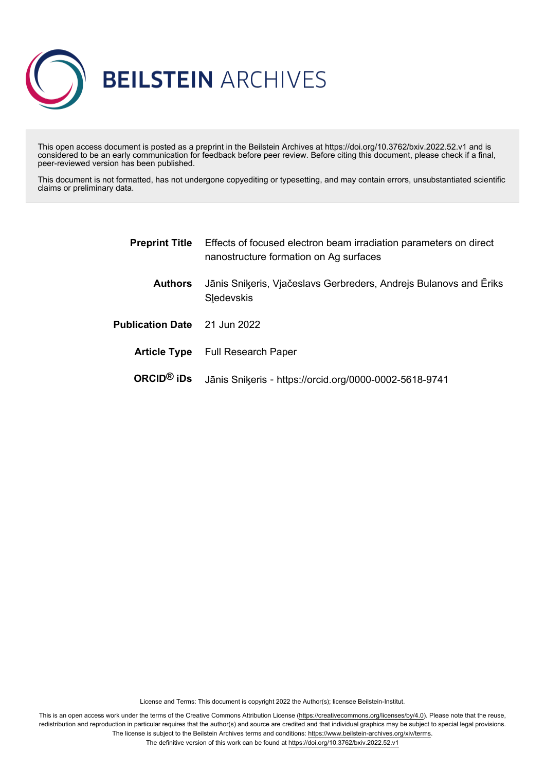# BEILSTEIN ARCHIVES

This open access document is posted as a preprint in the Beilstein Archives at https://doi.org/10.3762/bxiv.2022.52.v1 and is considered to be an early communication for feedback before peer review. Before citing this document, please check if a final, peer-reviewed version has been published.

This document is not formatted, has not undergone copyediting or typesetting, and may contain errors, unsubstantiated scientific claims or preliminary data.

| | |
|---|---|
| **Preprint Title** | Effects of focused electron beam irradiation parameters on direct nanostructure formation on Ag surfaces |
| **Authors** | Jānis Sniķeris, Vjačeslavs Gerbreders, Andrejs Bulanovs and Ēriks Sļedevskis |
| **Publication Date** | 21 Jun 2022 |
| **Article Type** | Full Research Paper |
| **ORCID® iDs** | Jānis Sniķeris - https://orcid.org/0000-0002-5618-9741 |

License and Terms: This document is copyright 2022 the Author(s); licensee Beilstein-Institut.

This is an open access work under the terms of the Creative Commons Attribution License (https://creativecommons.org/licenses/by/4.0). Please note that the reuse, redistribution and reproduction in particular requires that the author(s) and source are credited and that individual graphics may be subject to special legal provisions. The license is subject to the Beilstein Archives terms and conditions: https://www.beilstein-archives.org/xiv/terms.
The definitive version of this work can be found at https://doi.org/10.3762/bxiv.2022.52.v1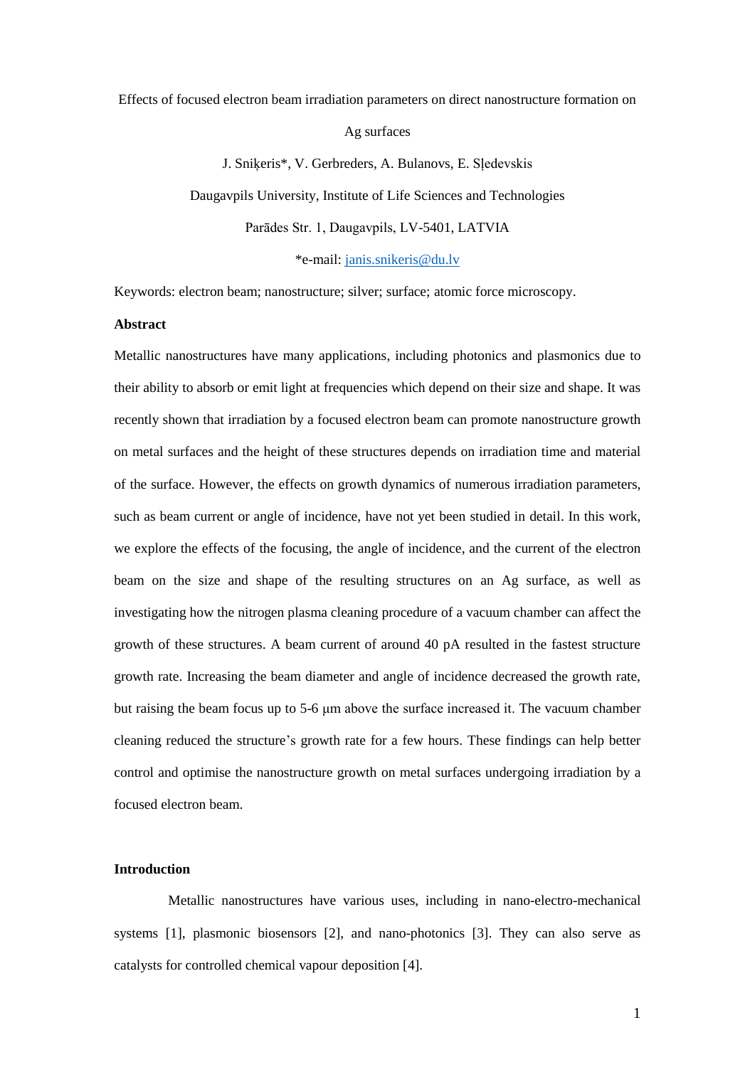Effects of focused electron beam irradiation parameters on direct nanostructure formation on Ag surfaces

J. Sniķeris*, V. Gerbreders, A. Bulanovs, E. Sļedevskis

Daugavpils University, Institute of Life Sciences and Technologies

Parādes Str. 1, Daugavpils, LV-5401, LATVIA

*e-mail: janis.snikeris@du.lv

Keywords: electron beam; nanostructure; silver; surface; atomic force microscopy.

**Abstract**

Metallic nanostructures have many applications, including photonics and plasmonics due to their ability to absorb or emit light at frequencies which depend on their size and shape. It was recently shown that irradiation by a focused electron beam can promote nanostructure growth on metal surfaces and the height of these structures depends on irradiation time and material of the surface. However, the effects on growth dynamics of numerous irradiation parameters, such as beam current or angle of incidence, have not yet been studied in detail. In this work, we explore the effects of the focusing, the angle of incidence, and the current of the electron beam on the size and shape of the resulting structures on an Ag surface, as well as investigating how the nitrogen plasma cleaning procedure of a vacuum chamber can affect the growth of these structures. A beam current of around 40 pA resulted in the fastest structure growth rate. Increasing the beam diameter and angle of incidence decreased the growth rate, but raising the beam focus up to 5-6 μm above the surface increased it. The vacuum chamber cleaning reduced the structure's growth rate for a few hours. These findings can help better control and optimise the nanostructure growth on metal surfaces undergoing irradiation by a focused electron beam.

**Introduction**

Metallic nanostructures have various uses, including in nano-electro-mechanical systems [1], plasmonic biosensors [2], and nano-photonics [3]. They can also serve as catalysts for controlled chemical vapour deposition [4].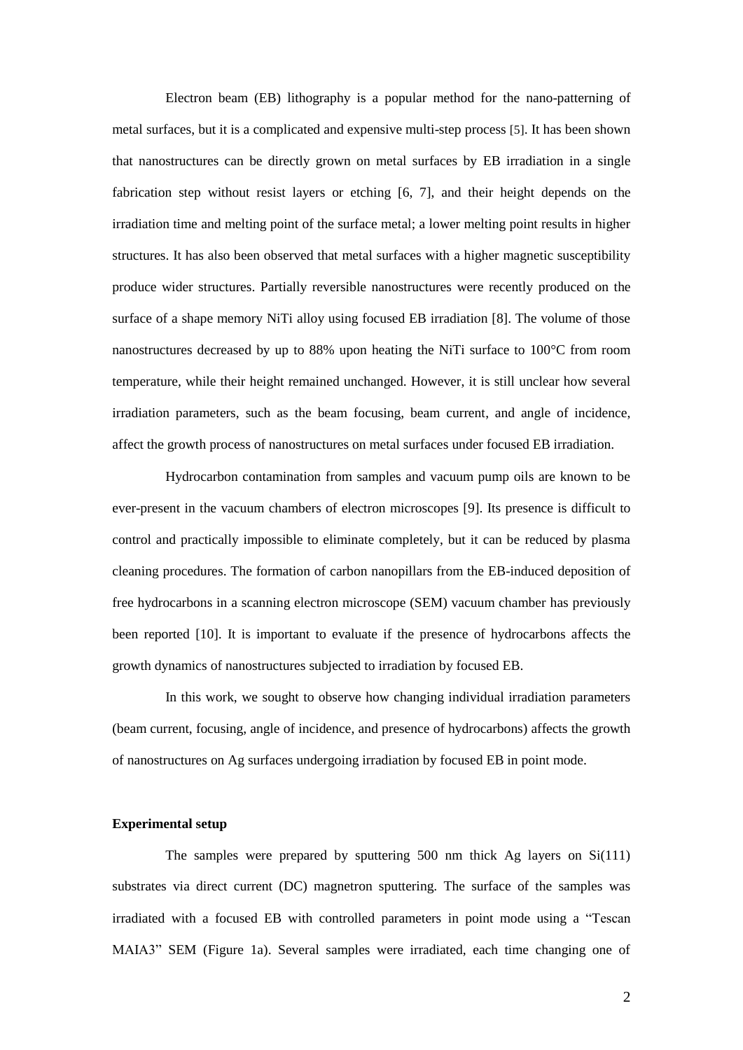Electron beam (EB) lithography is a popular method for the nano-patterning of metal surfaces, but it is a complicated and expensive multi-step process [5]. It has been shown that nanostructures can be directly grown on metal surfaces by EB irradiation in a single fabrication step without resist layers or etching [6, 7], and their height depends on the irradiation time and melting point of the surface metal; a lower melting point results in higher structures. It has also been observed that metal surfaces with a higher magnetic susceptibility produce wider structures. Partially reversible nanostructures were recently produced on the surface of a shape memory NiTi alloy using focused EB irradiation [8]. The volume of those nanostructures decreased by up to 88% upon heating the NiTi surface to 100°C from room temperature, while their height remained unchanged. However, it is still unclear how several irradiation parameters, such as the beam focusing, beam current, and angle of incidence, affect the growth process of nanostructures on metal surfaces under focused EB irradiation.

Hydrocarbon contamination from samples and vacuum pump oils are known to be ever-present in the vacuum chambers of electron microscopes [9]. Its presence is difficult to control and practically impossible to eliminate completely, but it can be reduced by plasma cleaning procedures. The formation of carbon nanopillars from the EB-induced deposition of free hydrocarbons in a scanning electron microscope (SEM) vacuum chamber has previously been reported [10]. It is important to evaluate if the presence of hydrocarbons affects the growth dynamics of nanostructures subjected to irradiation by focused EB.

In this work, we sought to observe how changing individual irradiation parameters (beam current, focusing, angle of incidence, and presence of hydrocarbons) affects the growth of nanostructures on Ag surfaces undergoing irradiation by focused EB in point mode.

**Experimental setup**

The samples were prepared by sputtering 500 nm thick Ag layers on Si(111) substrates via direct current (DC) magnetron sputtering. The surface of the samples was irradiated with a focused EB with controlled parameters in point mode using a "Tescan MAIA3" SEM (Figure 1a). Several samples were irradiated, each time changing one of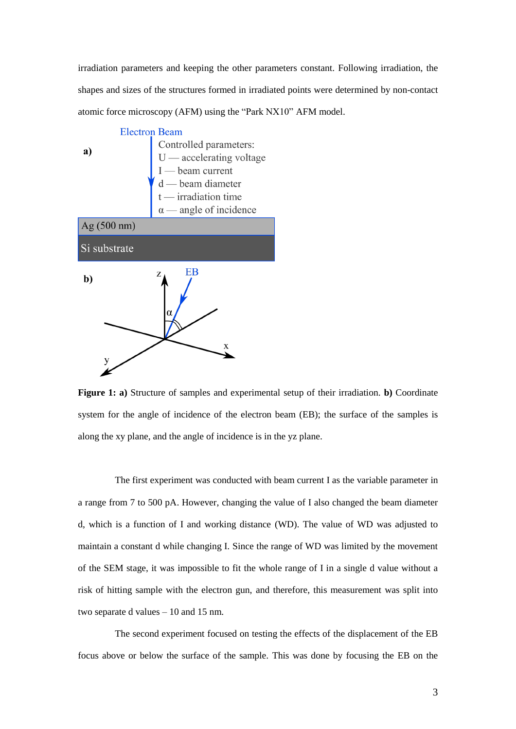irradiation parameters and keeping the other parameters constant. Following irradiation, the shapes and sizes of the structures formed in irradiated points were determined by non-contact atomic force microscopy (AFM) using the "Park NX10" AFM model.

**Figure 1: a)** Structure of samples and experimental setup of their irradiation. **b)** Coordinate system for the angle of incidence of the electron beam (EB); the surface of the samples is along the xy plane, and the angle of incidence is in the yz plane.

The first experiment was conducted with beam current I as the variable parameter in a range from 7 to 500 pA. However, changing the value of I also changed the beam diameter d, which is a function of I and working distance (WD). The value of WD was adjusted to maintain a constant d while changing I. Since the range of WD was limited by the movement of the SEM stage, it was impossible to fit the whole range of I in a single d value without a risk of hitting sample with the electron gun, and therefore, this measurement was split into two separate d values – 10 and 15 nm.

The second experiment focused on testing the effects of the displacement of the EB focus above or below the surface of the sample. This was done by focusing the EB on the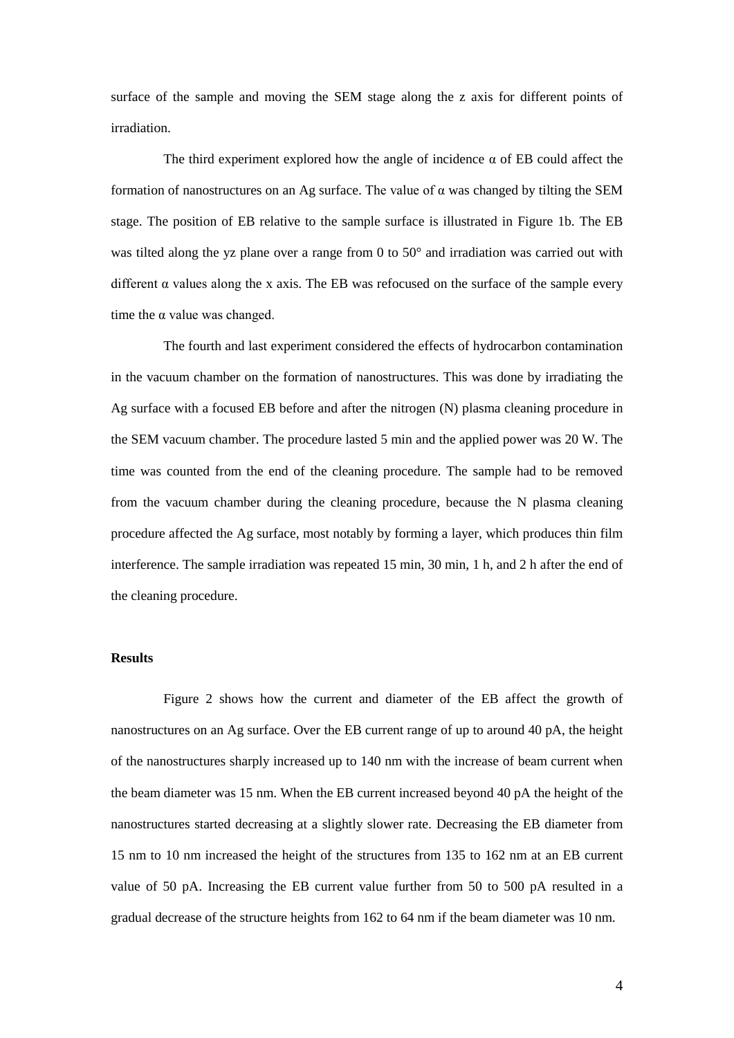surface of the sample and moving the SEM stage along the z axis for different points of irradiation.

The third experiment explored how the angle of incidence α of EB could affect the formation of nanostructures on an Ag surface. The value of α was changed by tilting the SEM stage. The position of EB relative to the sample surface is illustrated in Figure 1b. The EB was tilted along the yz plane over a range from 0 to 50° and irradiation was carried out with different α values along the x axis. The EB was refocused on the surface of the sample every time the α value was changed.

The fourth and last experiment considered the effects of hydrocarbon contamination in the vacuum chamber on the formation of nanostructures. This was done by irradiating the Ag surface with a focused EB before and after the nitrogen (N) plasma cleaning procedure in the SEM vacuum chamber. The procedure lasted 5 min and the applied power was 20 W. The time was counted from the end of the cleaning procedure. The sample had to be removed from the vacuum chamber during the cleaning procedure, because the N plasma cleaning procedure affected the Ag surface, most notably by forming a layer, which produces thin film interference. The sample irradiation was repeated 15 min, 30 min, 1 h, and 2 h after the end of the cleaning procedure.

**Results**

Figure 2 shows how the current and diameter of the EB affect the growth of nanostructures on an Ag surface. Over the EB current range of up to around 40 pA, the height of the nanostructures sharply increased up to 140 nm with the increase of beam current when the beam diameter was 15 nm. When the EB current increased beyond 40 pA the height of the nanostructures started decreasing at a slightly slower rate. Decreasing the EB diameter from 15 nm to 10 nm increased the height of the structures from 135 to 162 nm at an EB current value of 50 pA. Increasing the EB current value further from 50 to 500 pA resulted in a gradual decrease of the structure heights from 162 to 64 nm if the beam diameter was 10 nm.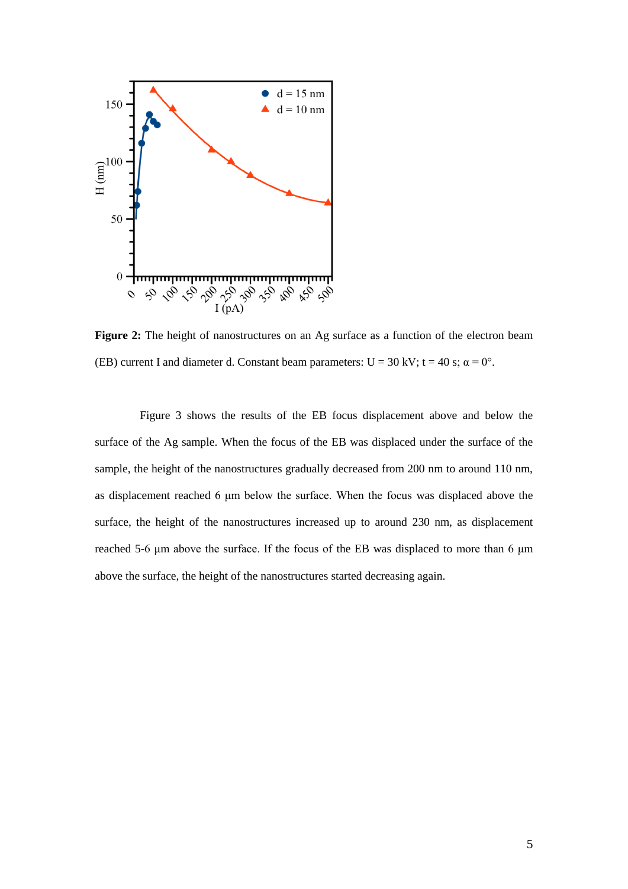**Figure 2:** The height of nanostructures on an Ag surface as a function of the electron beam (EB) current I and diameter d. Constant beam parameters: U = 30 kV; t = 40 s; α = 0°.

Figure 3 shows the results of the EB focus displacement above and below the surface of the Ag sample. When the focus of the EB was displaced under the surface of the sample, the height of the nanostructures gradually decreased from 200 nm to around 110 nm, as displacement reached 6 µm below the surface. When the focus was displaced above the surface, the height of the nanostructures increased up to around 230 nm, as displacement reached 5-6 µm above the surface. If the focus of the EB was displaced to more than 6 µm above the surface, the height of the nanostructures started decreasing again.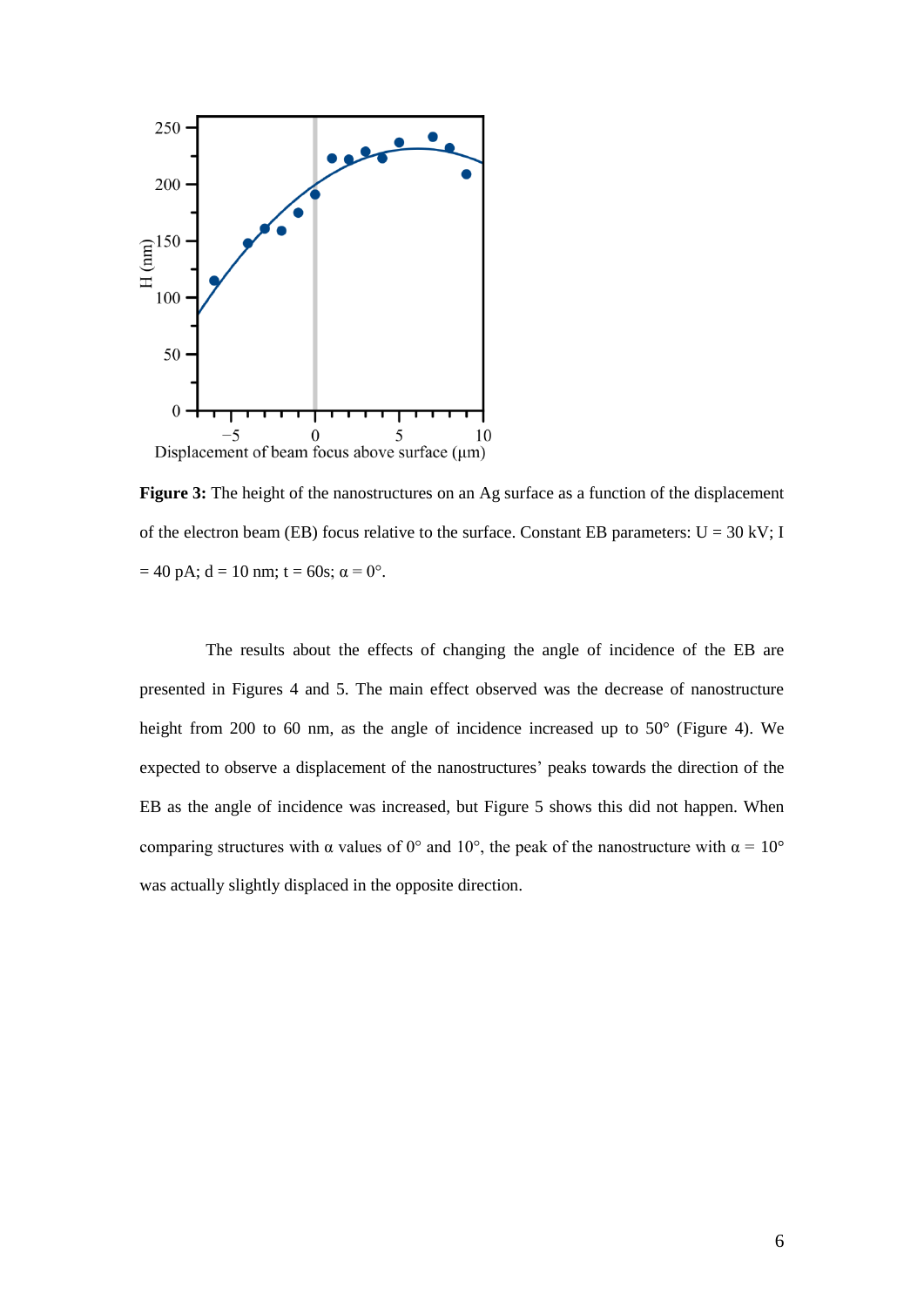**Figure 3:** The height of the nanostructures on an Ag surface as a function of the displacement of the electron beam (EB) focus relative to the surface. Constant EB parameters: U = 30 kV; I = 40 pA; d = 10 nm; t = 60s; α = 0°.

The results about the effects of changing the angle of incidence of the EB are presented in Figures 4 and 5. The main effect observed was the decrease of nanostructure height from 200 to 60 nm, as the angle of incidence increased up to 50° (Figure 4). We expected to observe a displacement of the nanostructures' peaks towards the direction of the EB as the angle of incidence was increased, but Figure 5 shows this did not happen. When comparing structures with α values of 0° and 10°, the peak of the nanostructure with α = 10° was actually slightly displaced in the opposite direction.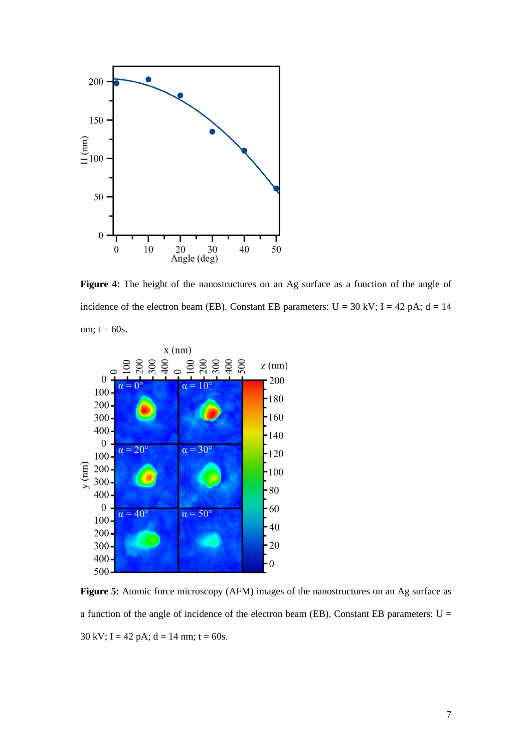**Figure 4:** The height of the nanostructures on an Ag surface as a function of the angle of incidence of the electron beam (EB). Constant EB parameters: U = 30 kV; I = 42 pA; d = 14 nm; t = 60s.

**Figure 5:** Atomic force microscopy (AFM) images of the nanostructures on an Ag surface as a function of the angle of incidence of the electron beam (EB). Constant EB parameters: U = 30 kV; I = 42 pA; d = 14 nm; t = 60s.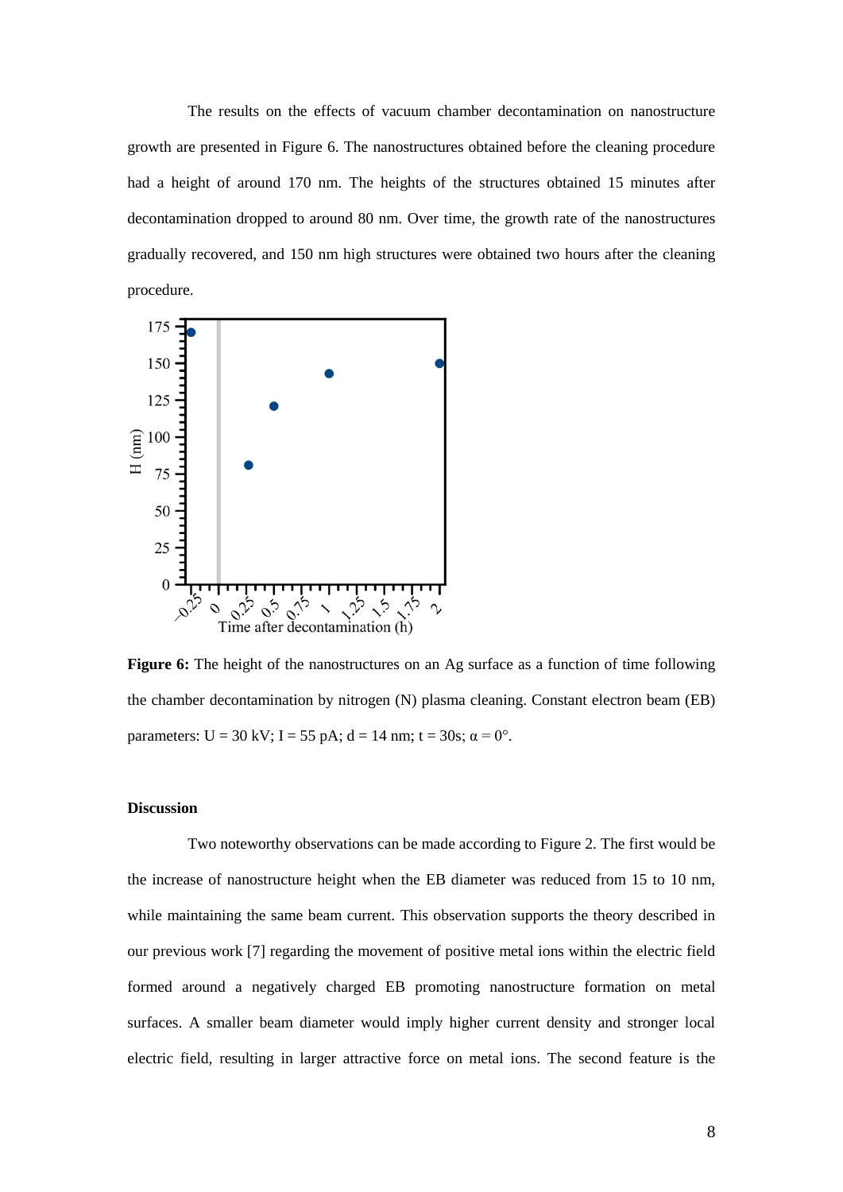The results on the effects of vacuum chamber decontamination on nanostructure growth are presented in Figure 6. The nanostructures obtained before the cleaning procedure had a height of around 170 nm. The heights of the structures obtained 15 minutes after decontamination dropped to around 80 nm. Over time, the growth rate of the nanostructures gradually recovered, and 150 nm high structures were obtained two hours after the cleaning procedure.

**Figure 6:** The height of the nanostructures on an Ag surface as a function of time following the chamber decontamination by nitrogen (N) plasma cleaning. Constant electron beam (EB) parameters: U = 30 kV; I = 55 pA; d = 14 nm; t = 30s; α = 0°.

### Discussion

Two noteworthy observations can be made according to Figure 2. The first would be the increase of nanostructure height when the EB diameter was reduced from 15 to 10 nm, while maintaining the same beam current. This observation supports the theory described in our previous work [7] regarding the movement of positive metal ions within the electric field formed around a negatively charged EB promoting nanostructure formation on metal surfaces. A smaller beam diameter would imply higher current density and stronger local electric field, resulting in larger attractive force on metal ions. The second feature is the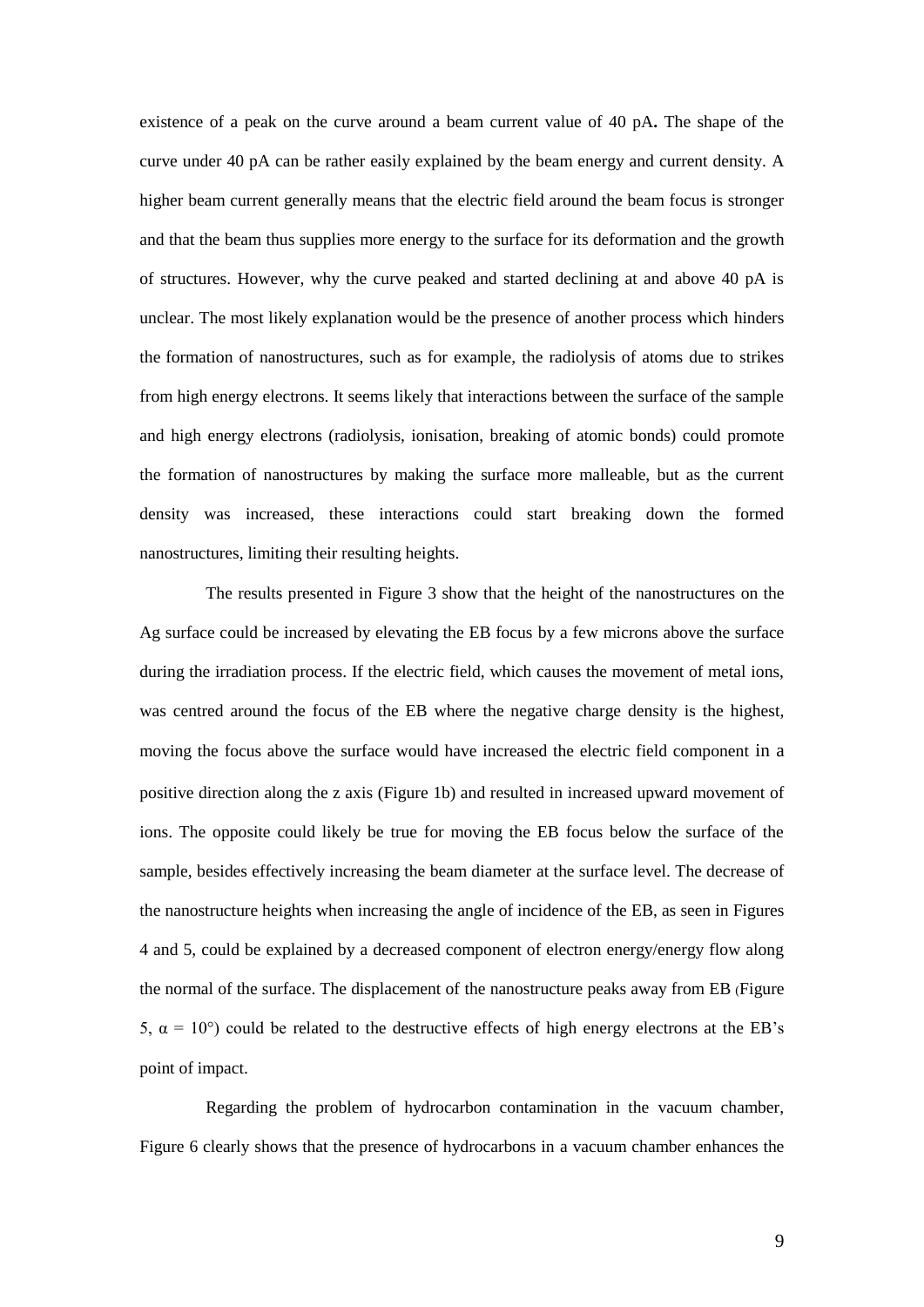existence of a peak on the curve around a beam current value of 40 pA**.** The shape of the curve under 40 pA can be rather easily explained by the beam energy and current density. A higher beam current generally means that the electric field around the beam focus is stronger and that the beam thus supplies more energy to the surface for its deformation and the growth of structures. However, why the curve peaked and started declining at and above 40 pA is unclear. The most likely explanation would be the presence of another process which hinders the formation of nanostructures, such as for example, the radiolysis of atoms due to strikes from high energy electrons. It seems likely that interactions between the surface of the sample and high energy electrons (radiolysis, ionisation, breaking of atomic bonds) could promote the formation of nanostructures by making the surface more malleable, but as the current density was increased, these interactions could start breaking down the formed nanostructures, limiting their resulting heights.

The results presented in Figure 3 show that the height of the nanostructures on the Ag surface could be increased by elevating the EB focus by a few microns above the surface during the irradiation process. If the electric field, which causes the movement of metal ions, was centred around the focus of the EB where the negative charge density is the highest, moving the focus above the surface would have increased the electric field component in a positive direction along the z axis (Figure 1b) and resulted in increased upward movement of ions. The opposite could likely be true for moving the EB focus below the surface of the sample, besides effectively increasing the beam diameter at the surface level. The decrease of the nanostructure heights when increasing the angle of incidence of the EB, as seen in Figures 4 and 5, could be explained by a decreased component of electron energy/energy flow along the normal of the surface. The displacement of the nanostructure peaks away from EB (Figure 5, $\alpha = 10°$) could be related to the destructive effects of high energy electrons at the EB's point of impact.

Regarding the problem of hydrocarbon contamination in the vacuum chamber, Figure 6 clearly shows that the presence of hydrocarbons in a vacuum chamber enhances the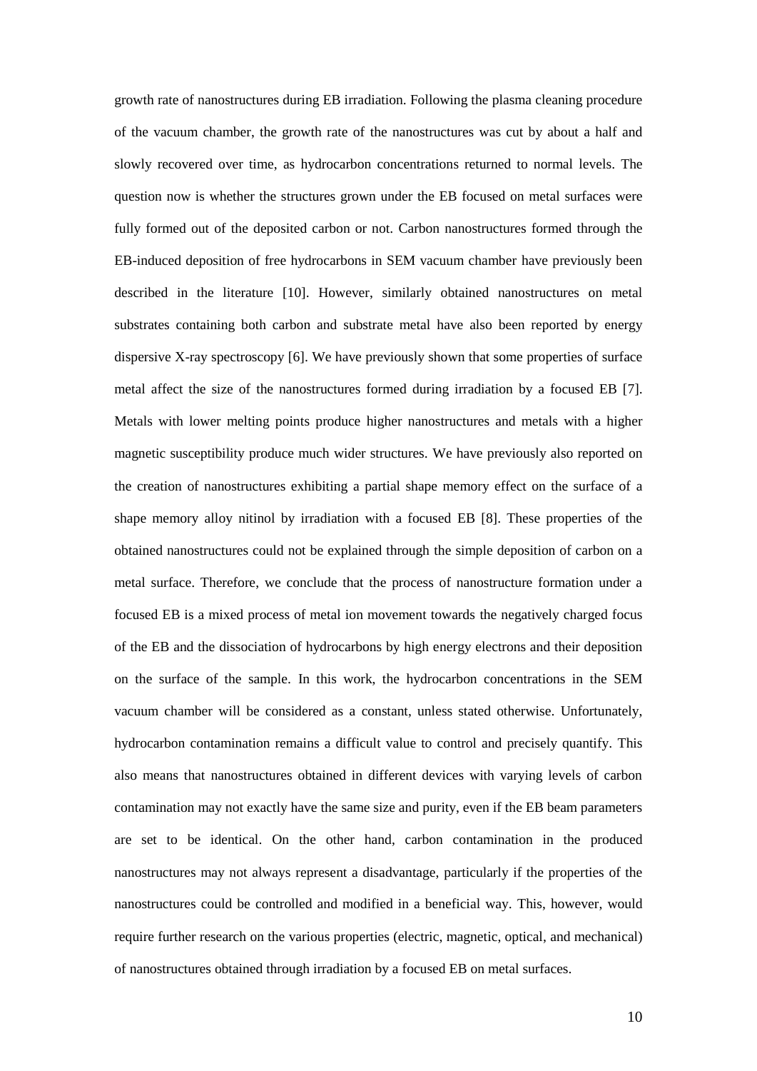growth rate of nanostructures during EB irradiation. Following the plasma cleaning procedure of the vacuum chamber, the growth rate of the nanostructures was cut by about a half and slowly recovered over time, as hydrocarbon concentrations returned to normal levels. The question now is whether the structures grown under the EB focused on metal surfaces were fully formed out of the deposited carbon or not. Carbon nanostructures formed through the EB-induced deposition of free hydrocarbons in SEM vacuum chamber have previously been described in the literature [10]. However, similarly obtained nanostructures on metal substrates containing both carbon and substrate metal have also been reported by energy dispersive X-ray spectroscopy [6]. We have previously shown that some properties of surface metal affect the size of the nanostructures formed during irradiation by a focused EB [7]. Metals with lower melting points produce higher nanostructures and metals with a higher magnetic susceptibility produce much wider structures. We have previously also reported on the creation of nanostructures exhibiting a partial shape memory effect on the surface of a shape memory alloy nitinol by irradiation with a focused EB [8]. These properties of the obtained nanostructures could not be explained through the simple deposition of carbon on a metal surface. Therefore, we conclude that the process of nanostructure formation under a focused EB is a mixed process of metal ion movement towards the negatively charged focus of the EB and the dissociation of hydrocarbons by high energy electrons and their deposition on the surface of the sample. In this work, the hydrocarbon concentrations in the SEM vacuum chamber will be considered as a constant, unless stated otherwise. Unfortunately, hydrocarbon contamination remains a difficult value to control and precisely quantify. This also means that nanostructures obtained in different devices with varying levels of carbon contamination may not exactly have the same size and purity, even if the EB beam parameters are set to be identical. On the other hand, carbon contamination in the produced nanostructures may not always represent a disadvantage, particularly if the properties of the nanostructures could be controlled and modified in a beneficial way. This, however, would require further research on the various properties (electric, magnetic, optical, and mechanical) of nanostructures obtained through irradiation by a focused EB on metal surfaces.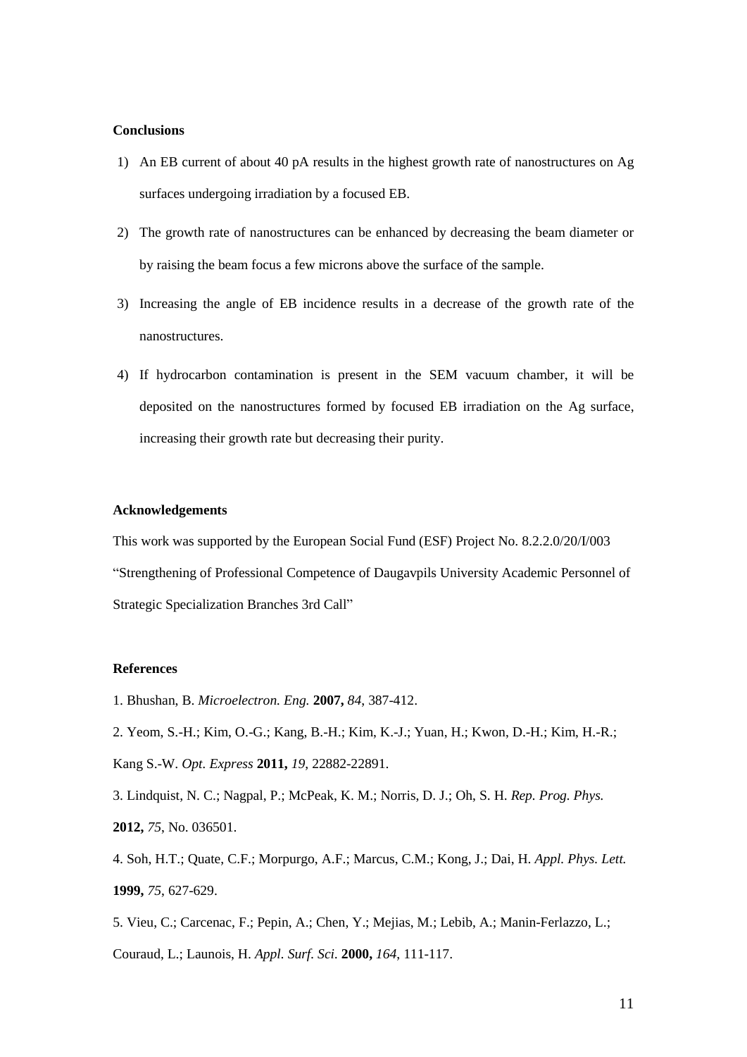**Conclusions**

1) An EB current of about 40 pA results in the highest growth rate of nanostructures on Ag surfaces undergoing irradiation by a focused EB.

2) The growth rate of nanostructures can be enhanced by decreasing the beam diameter or by raising the beam focus a few microns above the surface of the sample.

3) Increasing the angle of EB incidence results in a decrease of the growth rate of the nanostructures.

4) If hydrocarbon contamination is present in the SEM vacuum chamber, it will be deposited on the nanostructures formed by focused EB irradiation on the Ag surface, increasing their growth rate but decreasing their purity.

**Acknowledgements**

This work was supported by the European Social Fund (ESF) Project No. 8.2.2.0/20/I/003 "Strengthening of Professional Competence of Daugavpils University Academic Personnel of Strategic Specialization Branches 3rd Call"

**References**

1. Bhushan, B. *Microelectron. Eng.* **2007,** *84*, 387-412.

2. Yeom, S.-H.; Kim, O.-G.; Kang, B.-H.; Kim, K.-J.; Yuan, H.; Kwon, D.-H.; Kim, H.-R.; Kang S.-W. *Opt. Express* **2011,** *19*, 22882-22891.

3. Lindquist, N. C.; Nagpal, P.; McPeak, K. M.; Norris, D. J.; Oh, S. H. *Rep. Prog. Phys.* **2012,** *75*, No. 036501.

4. Soh, H.T.; Quate, C.F.; Morpurgo, A.F.; Marcus, C.M.; Kong, J.; Dai, H. *Appl. Phys. Lett.* **1999,** *75*, 627-629.

5. Vieu, C.; Carcenac, F.; Pepin, A.; Chen, Y.; Mejias, M.; Lebib, A.; Manin-Ferlazzo, L.; Couraud, L.; Launois, H. *Appl. Surf. Sci.* **2000,** *164*, 111-117.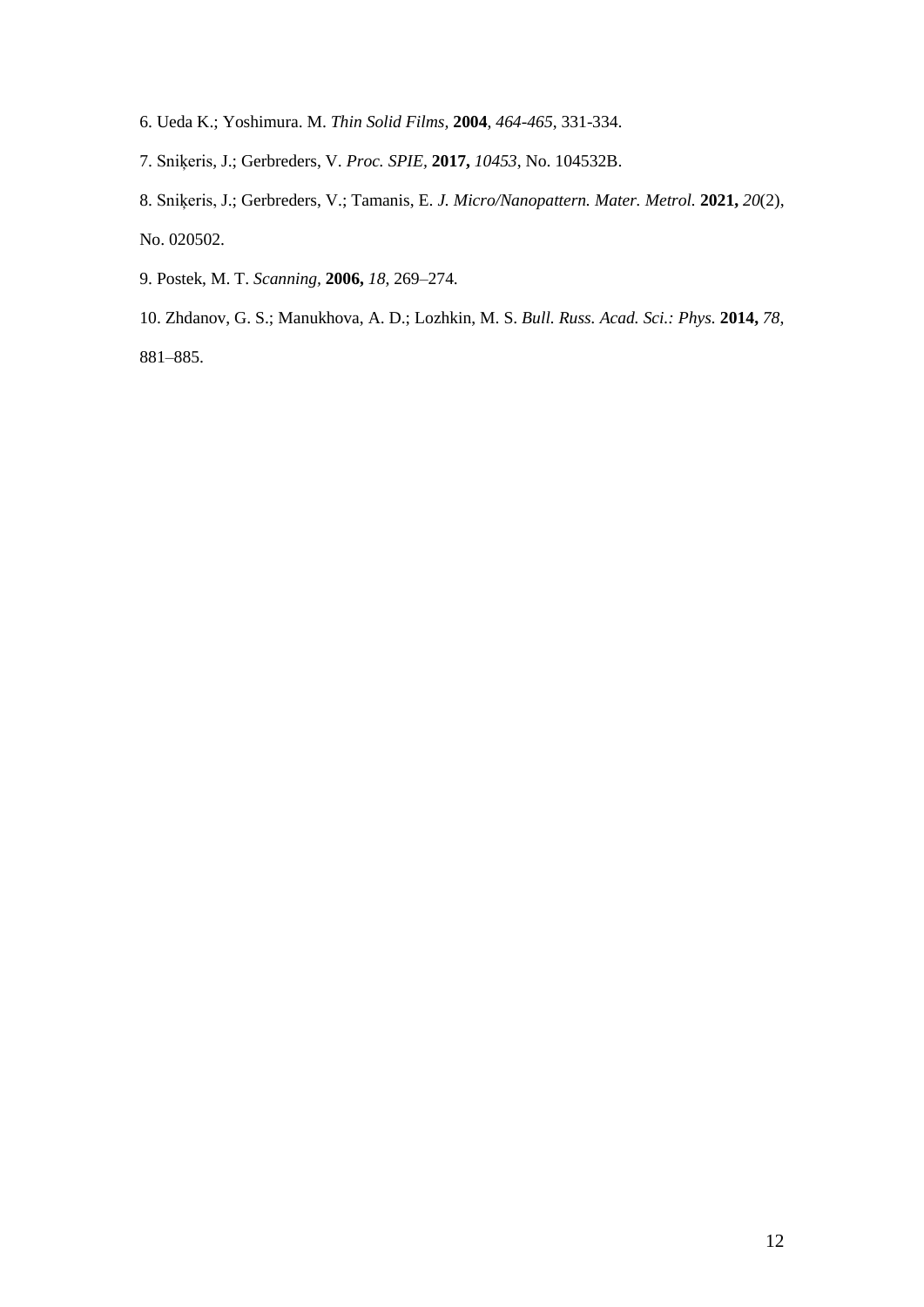6. Ueda K.; Yoshimura. M. *Thin Solid Films,* **2004**, *464-465*, 331-334.

7. Sniķeris, J.; Gerbreders, V. *Proc. SPIE,* **2017,** *10453*, No. 104532B.

8. Sniķeris, J.; Gerbreders, V.; Tamanis, E. *J. Micro/Nanopattern. Mater. Metrol.* **2021,** *20*(2), No. 020502.

9. Postek, M. T. *Scanning,* **2006,** *18*, 269–274.

10. Zhdanov, G. S.; Manukhova, A. D.; Lozhkin, M. S. *Bull. Russ. Acad. Sci.: Phys.* **2014,** *78*, 881–885.